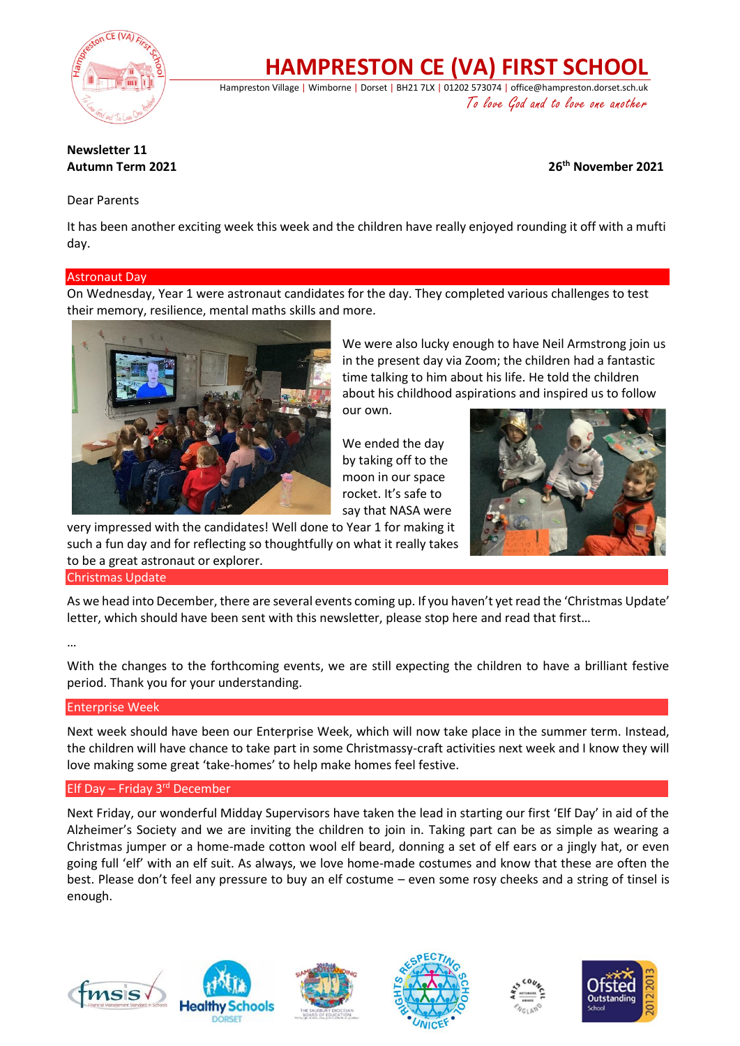# HAMPRESTON CE (VA) FIRST SCHOOL

Hampreston Village | Wimborne | Dorset | BH21 7LX | 01202 573074 | office@hampreston.dorset.sch.uk

*To love God and to love one another*

**Newsletter 11**
**Autumn Term 2021**

**26th November 2021**

Dear Parents

It has been another exciting week this week and the children have really enjoyed rounding it off with a mufti day.

## Astronaut Day

On Wednesday, Year 1 were astronaut candidates for the day. They completed various challenges to test their memory, resilience, mental maths skills and more.

We were also lucky enough to have Neil Armstrong join us in the present day via Zoom; the children had a fantastic time talking to him about his life. He told the children about his childhood aspirations and inspired us to follow our own.

We ended the day by taking off to the moon in our space rocket. It's safe to say that NASA were very impressed with the candidates! Well done to Year 1 for making it such a fun day and for reflecting so thoughtfully on what it really takes to be a great astronaut or explorer.

## Christmas Update

As we head into December, there are several events coming up. If you haven't yet read the 'Christmas Update' letter, which should have been sent with this newsletter, please stop here and read that first…

…

With the changes to the forthcoming events, we are still expecting the children to have a brilliant festive period. Thank you for your understanding.

## Enterprise Week

Next week should have been our Enterprise Week, which will now take place in the summer term. Instead, the children will have chance to take part in some Christmassy-craft activities next week and I know they will love making some great 'take-homes' to help make homes feel festive.

## Elf Day – Friday 3rd December

Next Friday, our wonderful Midday Supervisors have taken the lead in starting our first 'Elf Day' in aid of the Alzheimer's Society and we are inviting the children to join in. Taking part can be as simple as wearing a Christmas jumper or a home-made cotton wool elf beard, donning a set of elf ears or a jingly hat, or even going full 'elf' with an elf suit. As always, we love home-made costumes and know that these are often the best. Please don't feel any pressure to buy an elf costume – even some rosy cheeks and a string of tinsel is enough.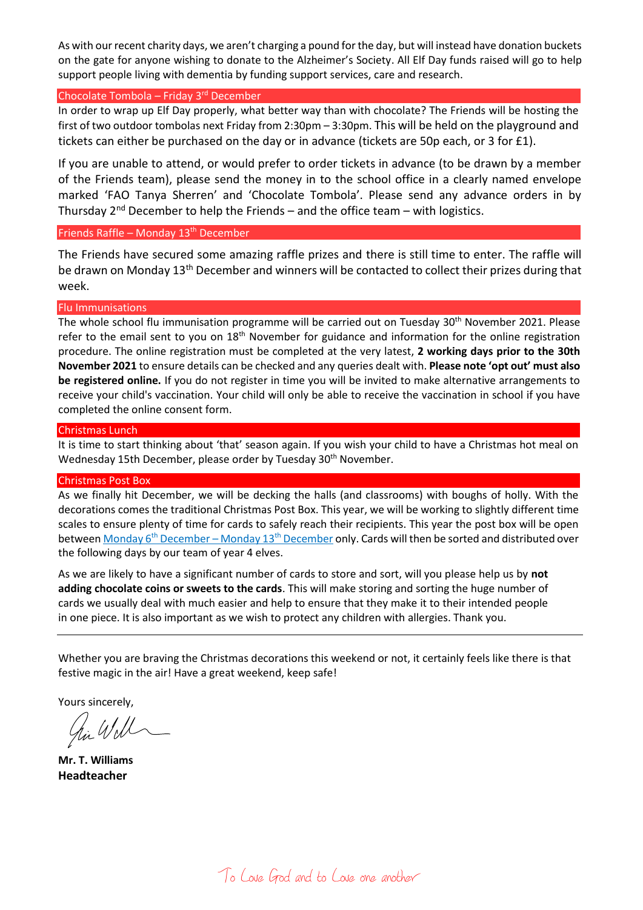As with our recent charity days, we aren't charging a pound for the day, but will instead have donation buckets on the gate for anyone wishing to donate to the Alzheimer's Society. All Elf Day funds raised will go to help support people living with dementia by funding support services, care and research.

## Chocolate Tombola – Friday 3rd December

In order to wrap up Elf Day properly, what better way than with chocolate? The Friends will be hosting the first of two outdoor tombolas next Friday from 2:30pm – 3:30pm. This will be held on the playground and tickets can either be purchased on the day or in advance (tickets are 50p each, or 3 for £1).

If you are unable to attend, or would prefer to order tickets in advance (to be drawn by a member of the Friends team), please send the money in to the school office in a clearly named envelope marked 'FAO Tanya Sherren' and 'Chocolate Tombola'. Please send any advance orders in by Thursday 2nd December to help the Friends – and the office team – with logistics.

## Friends Raffle – Monday 13th December

The Friends have secured some amazing raffle prizes and there is still time to enter. The raffle will be drawn on Monday 13th December and winners will be contacted to collect their prizes during that week.

## Flu Immunisations

The whole school flu immunisation programme will be carried out on Tuesday 30th November 2021. Please refer to the email sent to you on 18th November for guidance and information for the online registration procedure. The online registration must be completed at the very latest, **2 working days prior to the 30th November 2021** to ensure details can be checked and any queries dealt with. **Please note 'opt out' must also be registered online.** If you do not register in time you will be invited to make alternative arrangements to receive your child's vaccination. Your child will only be able to receive the vaccination in school if you have completed the online consent form.

## Christmas Lunch

It is time to start thinking about 'that' season again. If you wish your child to have a Christmas hot meal on Wednesday 15th December, please order by Tuesday 30th November.

## Christmas Post Box

As we finally hit December, we will be decking the halls (and classrooms) with boughs of holly. With the decorations comes the traditional Christmas Post Box. This year, we will be working to slightly different time scales to ensure plenty of time for cards to safely reach their recipients. This year the post box will be open between Monday 6th December – Monday 13th December only. Cards will then be sorted and distributed over the following days by our team of year 4 elves.

As we are likely to have a significant number of cards to store and sort, will you please help us by **not adding chocolate coins or sweets to the cards**. This will make storing and sorting the huge number of cards we usually deal with much easier and help to ensure that they make it to their intended people in one piece. It is also important as we wish to protect any children with allergies. Thank you.

---

Whether you are braving the Christmas decorations this weekend or not, it certainly feels like there is that festive magic in the air! Have a great weekend, keep safe!

Yours sincerely,

**Mr. T. Williams**
**Headteacher**

To Love God and to Love one another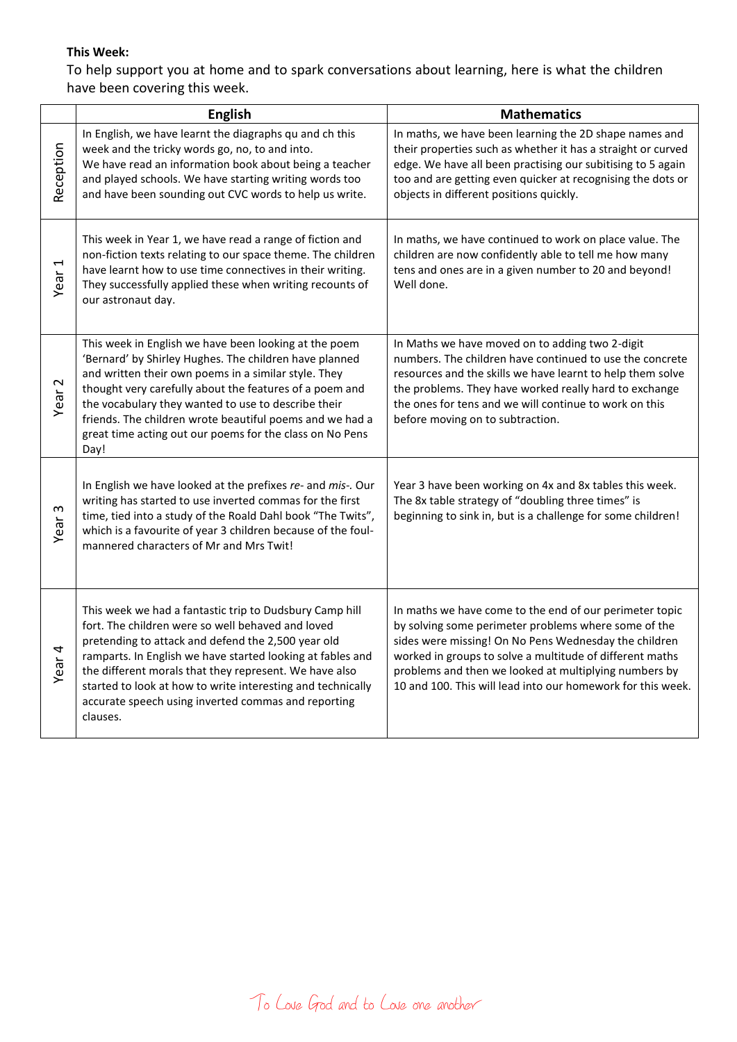**This Week:**

To help support you at home and to spark conversations about learning, here is what the children have been covering this week.

| | English | Mathematics |
|---|---|---|
| Reception | In English, we have learnt the diagraphs qu and ch this week and the tricky words go, no, to and into. We have read an information book about being a teacher and played schools. We have starting writing words too and have been sounding out CVC words to help us write. | In maths, we have been learning the 2D shape names and their properties such as whether it has a straight or curved edge. We have all been practising our subitising to 5 again too and are getting even quicker at recognising the dots or objects in different positions quickly. |
| Year 1 | This week in Year 1, we have read a range of fiction and non-fiction texts relating to our space theme. The children have learnt how to use time connectives in their writing. They successfully applied these when writing recounts of our astronaut day. | In maths, we have continued to work on place value. The children are now confidently able to tell me how many tens and ones are in a given number to 20 and beyond! Well done. |
| Year 2 | This week in English we have been looking at the poem 'Bernard' by Shirley Hughes. The children have planned and written their own poems in a similar style. They thought very carefully about the features of a poem and the vocabulary they wanted to use to describe their friends. The children wrote beautiful poems and we had a great time acting out our poems for the class on No Pens Day! | In Maths we have moved on to adding two 2-digit numbers. The children have continued to use the concrete resources and the skills we have learnt to help them solve the problems. They have worked really hard to exchange the ones for tens and we will continue to work on this before moving on to subtraction. |
| Year 3 | In English we have looked at the prefixes *re-* and *mis-*. Our writing has started to use inverted commas for the first time, tied into a study of the Roald Dahl book "The Twits", which is a favourite of year 3 children because of the foul-mannered characters of Mr and Mrs Twit! | Year 3 have been working on 4x and 8x tables this week. The 8x table strategy of "doubling three times" is beginning to sink in, but is a challenge for some children! |
| Year 4 | This week we had a fantastic trip to Dudsbury Camp hill fort. The children were so well behaved and loved pretending to attack and defend the 2,500 year old ramparts. In English we have started looking at fables and the different morals that they represent. We have also started to look at how to write interesting and technically accurate speech using inverted commas and reporting clauses. | In maths we have come to the end of our perimeter topic by solving some perimeter problems where some of the sides were missing! On No Pens Wednesday the children worked in groups to solve a multitude of different maths problems and then we looked at multiplying numbers by 10 and 100. This will lead into our homework for this week. |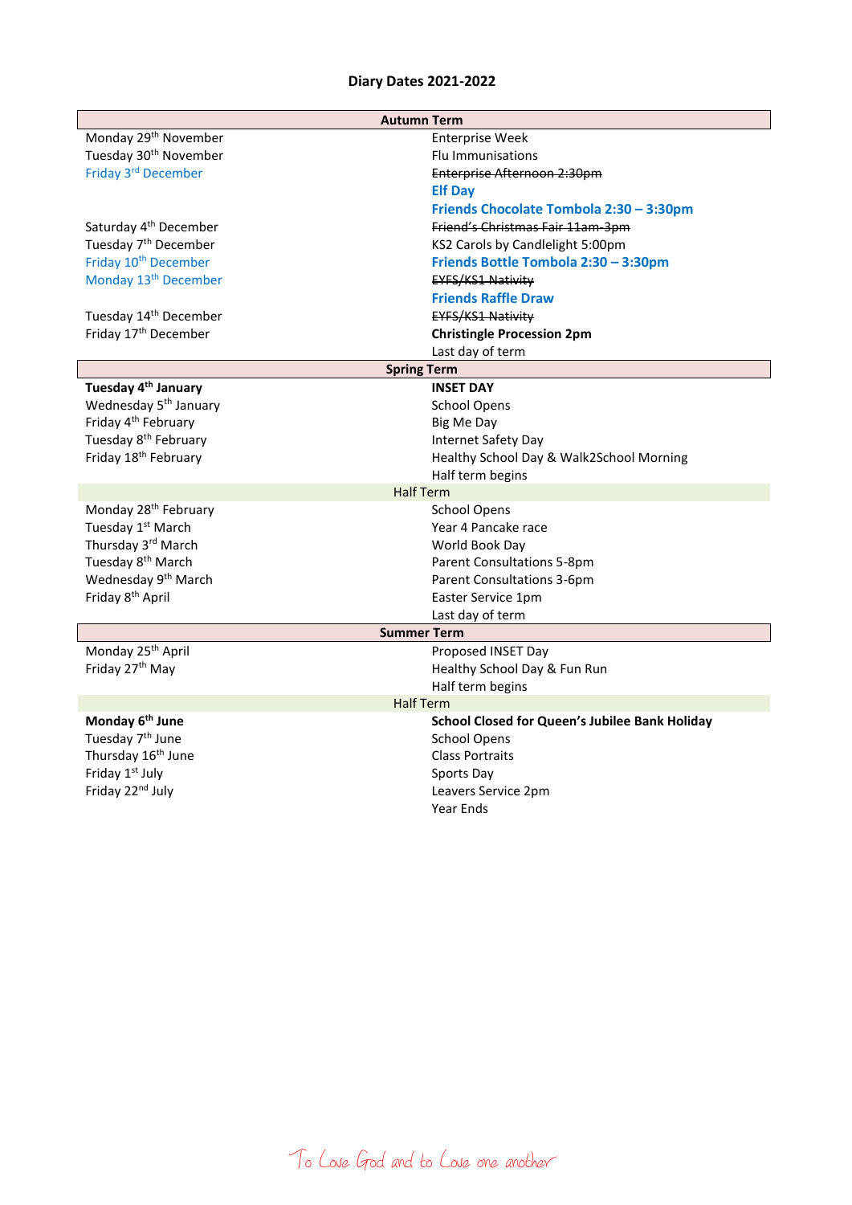# Diary Dates 2021-2022

| | |
|---|---|
| **Autumn Term** | |
| Monday 29th November | Enterprise Week |
| Tuesday 30th November | Flu Immunisations |
| Friday 3rd December | ~~Enterprise Afternoon 2:30pm~~ |
| | **Elf Day** |
| | **Friends Chocolate Tombola 2:30 – 3:30pm** |
| Saturday 4th December | ~~Friend's Christmas Fair 11am-3pm~~ |
| Tuesday 7th December | KS2 Carols by Candlelight 5:00pm |
| Friday 10th December | **Friends Bottle Tombola 2:30 – 3:30pm** |
| Monday 13th December | ~~EYFS/KS1 Nativity~~ |
| | **Friends Raffle Draw** |
| Tuesday 14th December | ~~EYFS/KS1 Nativity~~ |
| Friday 17th December | **Christingle Procession 2pm** |
| | Last day of term |
| **Spring Term** | |
| **Tuesday 4th January** | **INSET DAY** |
| Wednesday 5th January | School Opens |
| Friday 4th February | Big Me Day |
| Tuesday 8th February | Internet Safety Day |
| Friday 18th February | Healthy School Day & Walk2School Morning |
| | Half term begins |
| Half Term | |
| Monday 28th February | School Opens |
| Tuesday 1st March | Year 4 Pancake race |
| Thursday 3rd March | World Book Day |
| Tuesday 8th March | Parent Consultations 5-8pm |
| Wednesday 9th March | Parent Consultations 3-6pm |
| Friday 8th April | Easter Service 1pm |
| | Last day of term |
| **Summer Term** | |
| Monday 25th April | Proposed INSET Day |
| Friday 27th May | Healthy School Day & Fun Run |
| | Half term begins |
| Half Term | |
| **Monday 6th June** | **School Closed for Queen's Jubilee Bank Holiday** |
| Tuesday 7th June | School Opens |
| Thursday 16th June | Class Portraits |
| Friday 1st July | Sports Day |
| Friday 22nd July | Leavers Service 2pm |
| | Year Ends |

*To Love God and to Love one another*